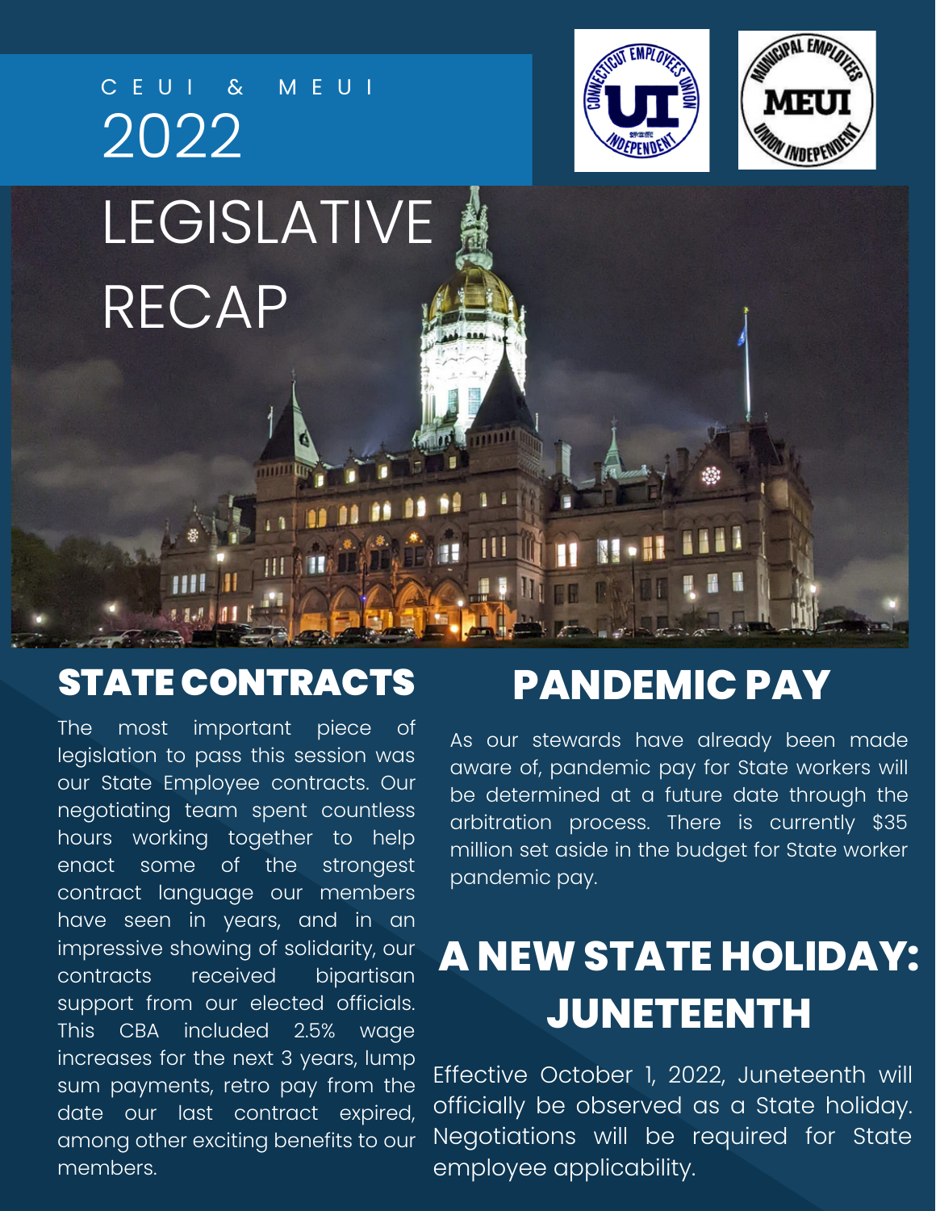CEUI & MEUI

# 2022 LEGISLATIVE RECAP

## STATE CONTRACTS

The most important piece of legislation to pass this session was our State Employee contracts. Our negotiating team spent countless hours working together to help enact some of the strongest contract language our members have seen in years, and in an impressive showing of solidarity, our contracts received bipartisan support from our elected officials. This CBA included 2.5% wage increases for the next 3 years, lump sum payments, retro pay from the date our last contract expired, among other exciting benefits to our members.

## PANDEMIC PAY

As our stewards have already been made aware of, pandemic pay for State workers will be determined at a future date through the arbitration process. There is currently $35 million set aside in the budget for State worker pandemic pay.

## A NEW STATE HOLIDAY: JUNETEENTH

Effective October 1, 2022, Juneteenth will officially be observed as a State holiday. Negotiations will be required for State employee applicability.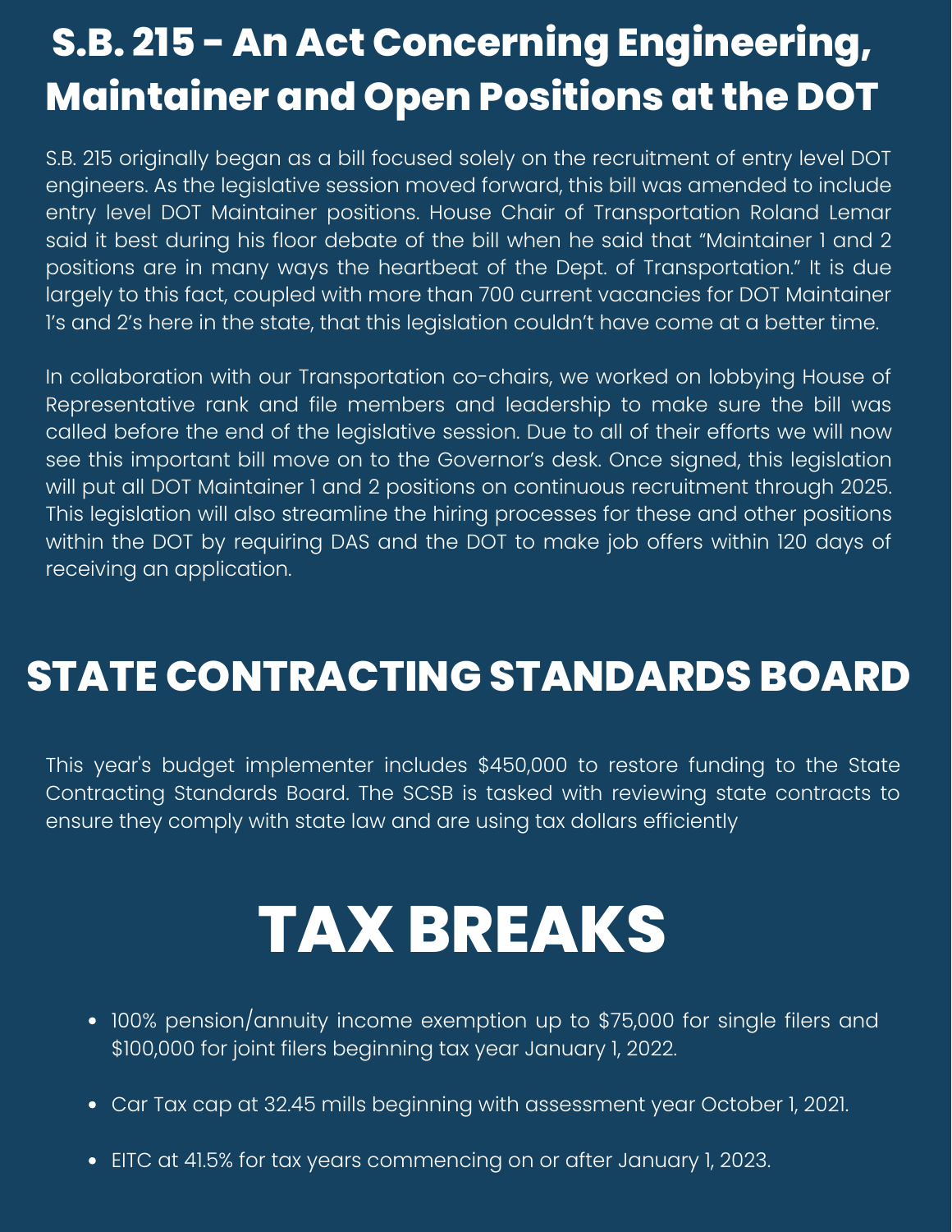# S.B. 215 - An Act Concerning Engineering, Maintainer and Open Positions at the DOT

S.B. 215 originally began as a bill focused solely on the recruitment of entry level DOT engineers. As the legislative session moved forward, this bill was amended to include entry level DOT Maintainer positions. House Chair of Transportation Roland Lemar said it best during his floor debate of the bill when he said that "Maintainer 1 and 2 positions are in many ways the heartbeat of the Dept. of Transportation." It is due largely to this fact, coupled with more than 700 current vacancies for DOT Maintainer 1's and 2's here in the state, that this legislation couldn't have come at a better time.

In collaboration with our Transportation co-chairs, we worked on lobbying House of Representative rank and file members and leadership to make sure the bill was called before the end of the legislative session. Due to all of their efforts we will now see this important bill move on to the Governor's desk. Once signed, this legislation will put all DOT Maintainer 1 and 2 positions on continuous recruitment through 2025. This legislation will also streamline the hiring processes for these and other positions within the DOT by requiring DAS and the DOT to make job offers within 120 days of receiving an application.

# STATE CONTRACTING STANDARDS BOARD

This year's budget implementer includes $450,000 to restore funding to the State Contracting Standards Board. The SCSB is tasked with reviewing state contracts to ensure they comply with state law and are using tax dollars efficiently

# TAX BREAKS

- 100% pension/annuity income exemption up to $75,000 for single filers and $100,000 for joint filers beginning tax year January 1, 2022.
- Car Tax cap at 32.45 mills beginning with assessment year October 1, 2021.
- EITC at 41.5% for tax years commencing on or after January 1, 2023.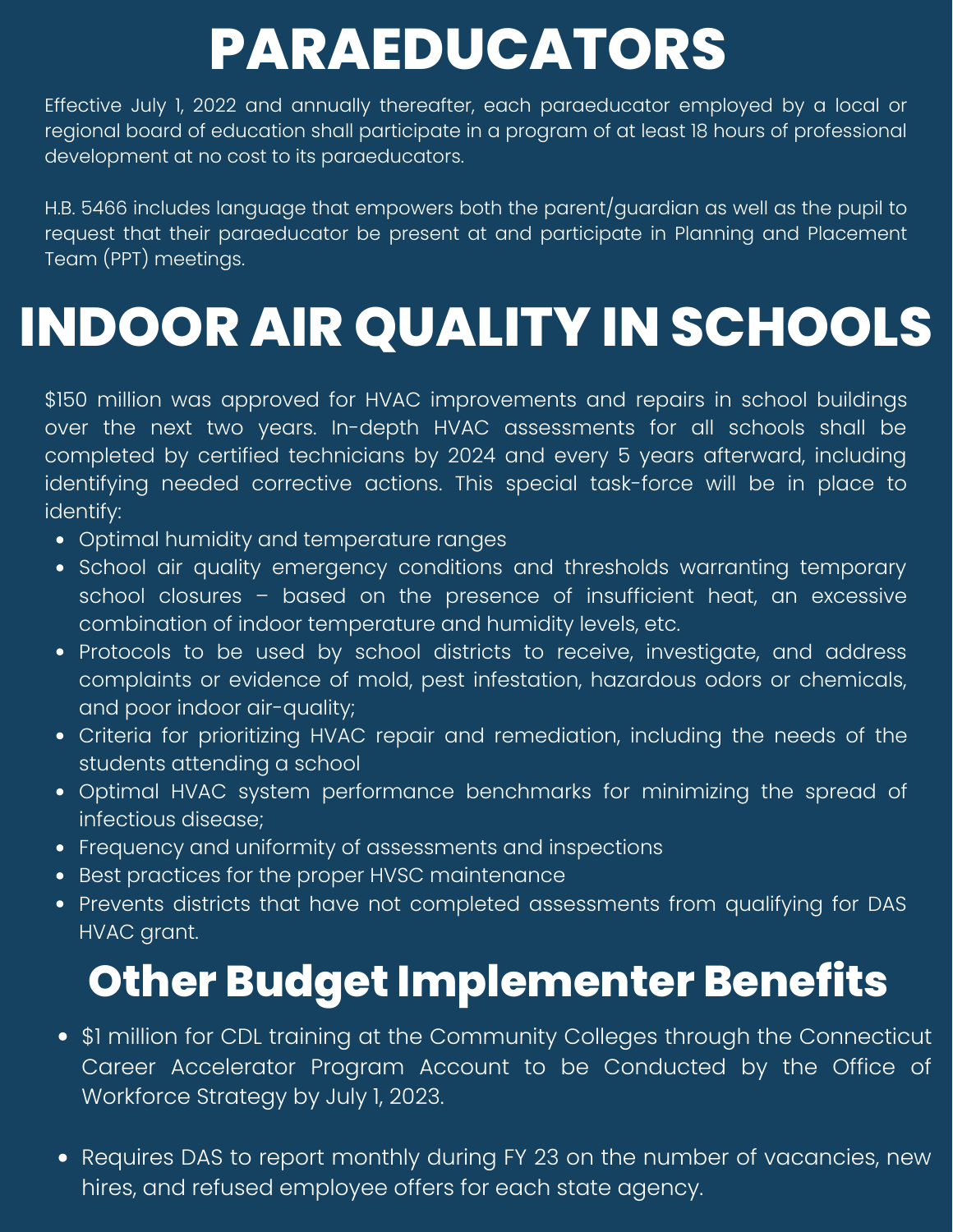# PARAEDUCATORS

Effective July 1, 2022 and annually thereafter, each paraeducator employed by a local or regional board of education shall participate in a program of at least 18 hours of professional development at no cost to its paraeducators.

H.B. 5466 includes language that empowers both the parent/guardian as well as the pupil to request that their paraeducator be present at and participate in Planning and Placement Team (PPT) meetings.

# INDOOR AIR QUALITY IN SCHOOLS

$150 million was approved for HVAC improvements and repairs in school buildings over the next two years. In-depth HVAC assessments for all schools shall be completed by certified technicians by 2024 and every 5 years afterward, including identifying needed corrective actions. This special task-force will be in place to identify:

- Optimal humidity and temperature ranges
- School air quality emergency conditions and thresholds warranting temporary school closures – based on the presence of insufficient heat, an excessive combination of indoor temperature and humidity levels, etc.
- Protocols to be used by school districts to receive, investigate, and address complaints or evidence of mold, pest infestation, hazardous odors or chemicals, and poor indoor air-quality;
- Criteria for prioritizing HVAC repair and remediation, including the needs of the students attending a school
- Optimal HVAC system performance benchmarks for minimizing the spread of infectious disease;
- Frequency and uniformity of assessments and inspections
- Best practices for the proper HVSC maintenance
- Prevents districts that have not completed assessments from qualifying for DAS HVAC grant.

## Other Budget Implementer Benefits

- $1 million for CDL training at the Community Colleges through the Connecticut Career Accelerator Program Account to be Conducted by the Office of Workforce Strategy by July 1, 2023.
- Requires DAS to report monthly during FY 23 on the number of vacancies, new hires, and refused employee offers for each state agency.